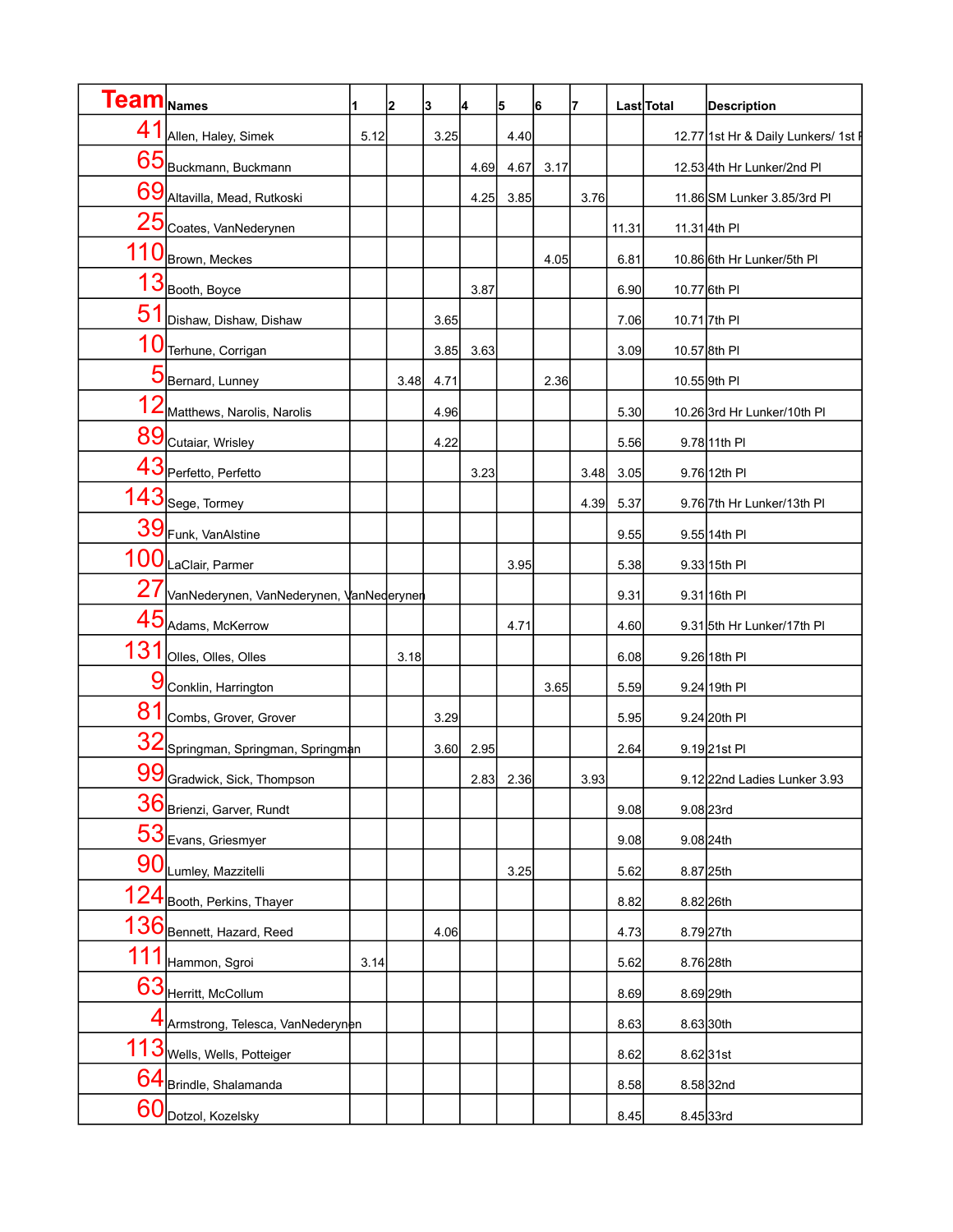| Team | Names | 1 | 2 | 3 | 4 | 5 | 6 | 7 | Last | Total | Description |
|---|---|---|---|---|---|---|---|---|---|---|---|
| 41 | Allen, Haley, Simek | 5.12 | | 3.25 | | 4.40 | | | | 12.77 | 1st Hr & Daily Lunkers/ 1st P |
| 65 | Buckmann, Buckmann | | | | 4.69 | 4.67 | 3.17 | | | 12.53 | 4th Hr Lunker/2nd Pl |
| 69 | Altavilla, Mead, Rutkoski | | | | 4.25 | 3.85 | | 3.76 | | 11.86 | SM Lunker 3.85/3rd Pl |
| 25 | Coates, VanNederynen | | | | | | | | 11.31 | 11.31 | 4th Pl |
| 110 | Brown, Meckes | | | | | | 4.05 | | 6.81 | 10.86 | 6th Hr Lunker/5th Pl |
| 13 | Booth, Boyce | | | | 3.87 | | | | 6.90 | 10.77 | 6th Pl |
| 51 | Dishaw, Dishaw, Dishaw | | | 3.65 | | | | | 7.06 | 10.71 | 7th Pl |
| 10 | Terhune, Corrigan | | | 3.85 | 3.63 | | | | 3.09 | 10.57 | 8th Pl |
| 5 | Bernard, Lunney | | 3.48 | 4.71 | | | 2.36 | | | 10.55 | 9th Pl |
| 12 | Matthews, Narolis, Narolis | | | 4.96 | | | | | 5.30 | 10.26 | 3rd Hr Lunker/10th Pl |
| 89 | Cutaiar, Wrisley | | | 4.22 | | | | | 5.56 | 9.78 | 11th Pl |
| 43 | Perfetto, Perfetto | | | | 3.23 | | | 3.48 | 3.05 | 9.76 | 12th Pl |
| 143 | Sege, Tormey | | | | | | | 4.39 | 5.37 | 9.76 | 7th Hr Lunker/13th Pl |
| 39 | Funk, VanAlstine | | | | | | | | 9.55 | 9.55 | 14th Pl |
| 100 | LaClair, Parmer | | | | | 3.95 | | | 5.38 | 9.33 | 15th Pl |
| 27 | VanNederynen, VanNederynen, VanNederynen | | | | | | | | 9.31 | 9.31 | 16th Pl |
| 45 | Adams, McKerrow | | | | | 4.71 | | | 4.60 | 9.31 | 5th Hr Lunker/17th Pl |
| 131 | Olles, Olles, Olles | | 3.18 | | | | | | 6.08 | 9.26 | 18th Pl |
| 9 | Conklin, Harrington | | | | | | 3.65 | | 5.59 | 9.24 | 19th Pl |
| 81 | Combs, Grover, Grover | | | 3.29 | | | | | 5.95 | 9.24 | 20th Pl |
| 32 | Springman, Springman, Springman | | | 3.60 | 2.95 | | | | 2.64 | 9.19 | 21st Pl |
| 99 | Gradwick, Sick, Thompson | | | | 2.83 | 2.36 | | 3.93 | | 9.12 | 22nd Ladies Lunker 3.93 |
| 36 | Brienzi, Garver, Rundt | | | | | | | | 9.08 | 9.08 | 23rd |
| 53 | Evans, Griesmyer | | | | | | | | 9.08 | 9.08 | 24th |
| 90 | Lumley, Mazzitelli | | | | | 3.25 | | | 5.62 | 8.87 | 25th |
| 124 | Booth, Perkins, Thayer | | | | | | | | 8.82 | 8.82 | 26th |
| 136 | Bennett, Hazard, Reed | | | 4.06 | | | | | 4.73 | 8.79 | 27th |
| 111 | Hammon, Sgroi | 3.14 | | | | | | | 5.62 | 8.76 | 28th |
| 63 | Herritt, McCollum | | | | | | | | 8.69 | 8.69 | 29th |
| 4 | Armstrong, Telesca, VanNederynen | | | | | | | | 8.63 | 8.63 | 30th |
| 113 | Wells, Wells, Potteiger | | | | | | | | 8.62 | 8.62 | 31st |
| 64 | Brindle, Shalamanda | | | | | | | | 8.58 | 8.58 | 32nd |
| 60 | Dotzol, Kozelsky | | | | | | | | 8.45 | 8.45 | 33rd |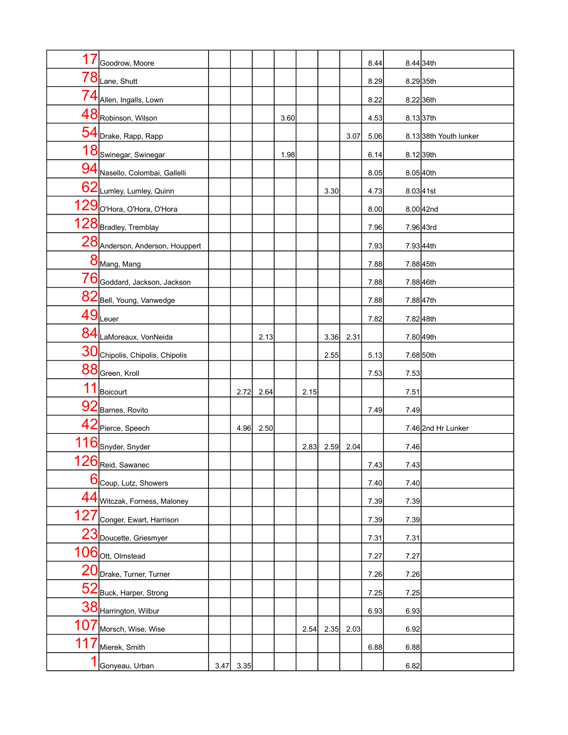| | | | | | | | | | | | |
|---|---|---|---|---|---|---|---|---|---|---|---|
| 17 | Goodrow, Moore | | | | | | | | 8.44 | 8.44 | 34th |
| 78 | Lane, Shutt | | | | | | | | 8.29 | 8.29 | 35th |
| 74 | Allen, Ingalls, Lown | | | | | | | | 8.22 | 8.22 | 36th |
| 48 | Robinson, Wilson | | | | 3.60 | | | | 4.53 | 8.13 | 37th |
| 54 | Drake, Rapp, Rapp | | | | | | | 3.07 | 5.06 | 8.13 | 38th Youth lunker |
| 18 | Swinegar, Swinegar | | | | 1.98 | | | | 6.14 | 8.12 | 39th |
| 94 | Nasello, Colombai, Gallelli | | | | | | | | 8.05 | 8.05 | 40th |
| 62 | Lumley, Lumley, Quinn | | | | | | 3.30 | | 4.73 | 8.03 | 41st |
| 129 | O'Hora, O'Hora, O'Hora | | | | | | | | 8.00 | 8.00 | 42nd |
| 128 | Bradley, Tremblay | | | | | | | | 7.96 | 7.96 | 43rd |
| 28 | Anderson, Anderson, Houppert | | | | | | | | 7.93 | 7.93 | 44th |
| 8 | Mang, Mang | | | | | | | | 7.88 | 7.88 | 45th |
| 76 | Goddard, Jackson, Jackson | | | | | | | | 7.88 | 7.88 | 46th |
| 82 | Bell, Young, Vanwedge | | | | | | | | 7.88 | 7.88 | 47th |
| 49 | Leuer | | | | | | | | 7.82 | 7.82 | 48th |
| 84 | LaMoreaux, VonNeida | | | 2.13 | | | 3.36 | 2.31 | | 7.80 | 49th |
| 30 | Chipolis, Chipolis, Chipolis | | | | | | 2.55 | | 5.13 | 7.68 | 50th |
| 88 | Green, Kroll | | | | | | | | 7.53 | 7.53 | |
| 11 | Boicourt | | 2.72 | 2.64 | | 2.15 | | | | 7.51 | |
| 92 | Barnes, Rovito | | | | | | | | 7.49 | 7.49 | |
| 42 | Pierce, Speech | | 4.96 | 2.50 | | | | | | 7.46 | 2nd Hr Lunker |
| 116 | Snyder, Snyder | | | | | 2.83 | 2.59 | 2.04 | | 7.46 | |
| 126 | Reid, Sawanec | | | | | | | | 7.43 | 7.43 | |
| 6 | Coup, Lutz, Showers | | | | | | | | 7.40 | 7.40 | |
| 44 | Witczak, Forness, Maloney | | | | | | | | 7.39 | 7.39 | |
| 127 | Conger, Ewart, Harrison | | | | | | | | 7.39 | 7.39 | |
| 23 | Doucette, Griesmyer | | | | | | | | 7.31 | 7.31 | |
| 106 | Ott, Olmstead | | | | | | | | 7.27 | 7.27 | |
| 20 | Drake, Turner, Turner | | | | | | | | 7.26 | 7.26 | |
| 52 | Buck, Harper, Strong | | | | | | | | 7.25 | 7.25 | |
| 38 | Harrington, Wilbur | | | | | | | | 6.93 | 6.93 | |
| 107 | Morsch, Wise, Wise | | | | | 2.54 | 2.35 | 2.03 | | 6.92 | |
| 117 | Mierek, Smith | | | | | | | | 6.88 | 6.88 | |
| 1 | Gonyeau, Urban | 3.47 | 3.35 | | | | | | | 6.82 | |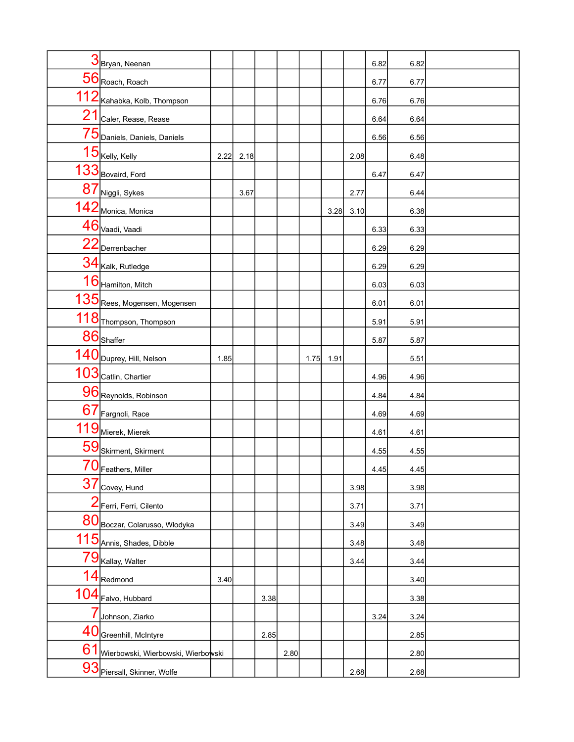| | | | | | | | | | | | |
|---|---|---|---|---|---|---|---|---|---|---|---|
| 3 | Bryan, Neenan | | | | | | | | 6.82 | 6.82 | |
| 56 | Roach, Roach | | | | | | | | 6.77 | 6.77 | |
| 112 | Kahabka, Kolb, Thompson | | | | | | | | 6.76 | 6.76 | |
| 21 | Caler, Rease, Rease | | | | | | | | 6.64 | 6.64 | |
| 75 | Daniels, Daniels, Daniels | | | | | | | | 6.56 | 6.56 | |
| 15 | Kelly, Kelly | 2.22 | 2.18 | | | | | 2.08 | | 6.48 | |
| 133 | Bovaird, Ford | | | | | | | | 6.47 | 6.47 | |
| 87 | Niggli, Sykes | | 3.67 | | | | | 2.77 | | 6.44 | |
| 142 | Monica, Monica | | | | | | 3.28 | 3.10 | | 6.38 | |
| 46 | Vaadi, Vaadi | | | | | | | | 6.33 | 6.33 | |
| 22 | Derrenbacher | | | | | | | | 6.29 | 6.29 | |
| 34 | Kalk, Rutledge | | | | | | | | 6.29 | 6.29 | |
| 16 | Hamilton, Mitch | | | | | | | | 6.03 | 6.03 | |
| 135 | Rees, Mogensen, Mogensen | | | | | | | | 6.01 | 6.01 | |
| 118 | Thompson, Thompson | | | | | | | | 5.91 | 5.91 | |
| 86 | Shaffer | | | | | | | | 5.87 | 5.87 | |
| 140 | Duprey, Hill, Nelson | 1.85 | | | | 1.75 | 1.91 | | | 5.51 | |
| 103 | Catlin, Chartier | | | | | | | | 4.96 | 4.96 | |
| 96 | Reynolds, Robinson | | | | | | | | 4.84 | 4.84 | |
| 67 | Fargnoli, Race | | | | | | | | 4.69 | 4.69 | |
| 119 | Mierek, Mierek | | | | | | | | 4.61 | 4.61 | |
| 59 | Skirment, Skirment | | | | | | | | 4.55 | 4.55 | |
| 70 | Feathers, Miller | | | | | | | | 4.45 | 4.45 | |
| 37 | Covey, Hund | | | | | | | 3.98 | | 3.98 | |
| 2 | Ferri, Ferri, Cilento | | | | | | | 3.71 | | 3.71 | |
| 80 | Boczar, Colarusso, Wlodyka | | | | | | | 3.49 | | 3.49 | |
| 115 | Annis, Shades, Dibble | | | | | | | 3.48 | | 3.48 | |
| 79 | Kallay, Walter | | | | | | | 3.44 | | 3.44 | |
| 14 | Redmond | 3.40 | | | | | | | | 3.40 | |
| 104 | Falvo, Hubbard | | | 3.38 | | | | | | 3.38 | |
| 7 | Johnson, Ziarko | | | | | | | | 3.24 | 3.24 | |
| 40 | Greenhill, McIntyre | | | 2.85 | | | | | | 2.85 | |
| 61 | Wierbowski, Wierbowski, Wierbowski | | | | 2.80 | | | | | 2.80 | |
| 93 | Piersall, Skinner, Wolfe | | | | | | | 2.68 | | 2.68 | |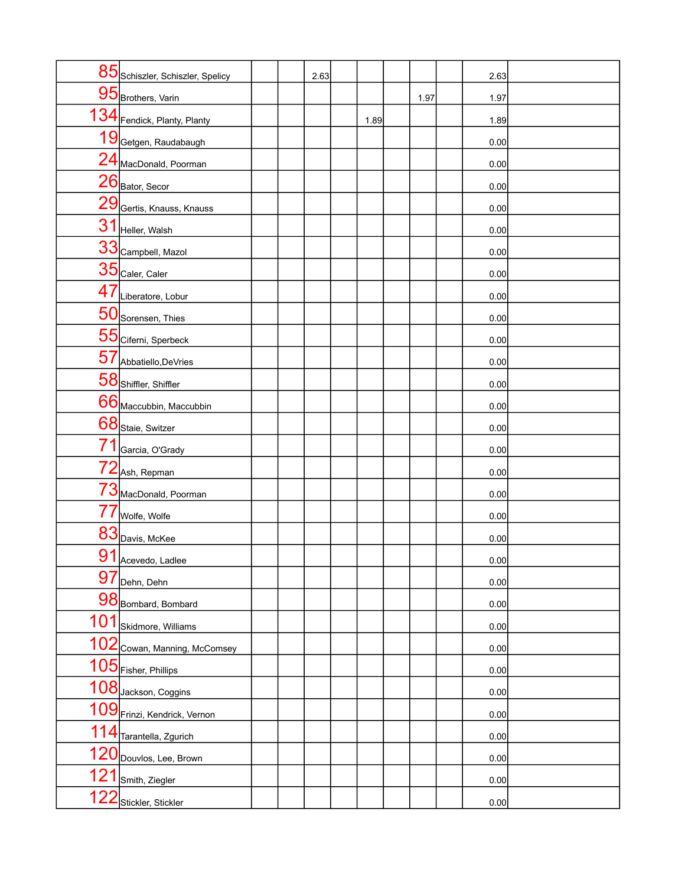| | | | | | | | | | | | |
|---|---|---|---|---|---|---|---|---|---|---|---|
| 85 | Schiszler, Schiszler, Spelicy | | | 2.63 | | | | | | 2.63 | |
| 95 | Brothers, Varin | | | | | | | 1.97 | | 1.97 | |
| 134 | Fendick, Planty, Planty | | | | | 1.89 | | | | 1.89 | |
| 19 | Getgen, Raudabaugh | | | | | | | | | 0.00 | |
| 24 | MacDonald, Poorman | | | | | | | | | 0.00 | |
| 26 | Bator, Secor | | | | | | | | | 0.00 | |
| 29 | Gertis, Knauss, Knauss | | | | | | | | | 0.00 | |
| 31 | Heller, Walsh | | | | | | | | | 0.00 | |
| 33 | Campbell, Mazol | | | | | | | | | 0.00 | |
| 35 | Caler, Caler | | | | | | | | | 0.00 | |
| 47 | Liberatore, Lobur | | | | | | | | | 0.00 | |
| 50 | Sorensen, Thies | | | | | | | | | 0.00 | |
| 55 | Ciferni, Sperbeck | | | | | | | | | 0.00 | |
| 57 | Abbatiello,DeVries | | | | | | | | | 0.00 | |
| 58 | Shiffler, Shiffler | | | | | | | | | 0.00 | |
| 66 | Maccubbin, Maccubbin | | | | | | | | | 0.00 | |
| 68 | Staie, Switzer | | | | | | | | | 0.00 | |
| 71 | Garcia, O'Grady | | | | | | | | | 0.00 | |
| 72 | Ash, Repman | | | | | | | | | 0.00 | |
| 73 | MacDonald, Poorman | | | | | | | | | 0.00 | |
| 77 | Wolfe, Wolfe | | | | | | | | | 0.00 | |
| 83 | Davis, McKee | | | | | | | | | 0.00 | |
| 91 | Acevedo, Ladlee | | | | | | | | | 0.00 | |
| 97 | Dehn, Dehn | | | | | | | | | 0.00 | |
| 98 | Bombard, Bombard | | | | | | | | | 0.00 | |
| 101 | Skidmore, Williams | | | | | | | | | 0.00 | |
| 102 | Cowan, Manning, McComsey | | | | | | | | | 0.00 | |
| 105 | Fisher, Phillips | | | | | | | | | 0.00 | |
| 108 | Jackson, Coggins | | | | | | | | | 0.00 | |
| 109 | Frinzi, Kendrick, Vernon | | | | | | | | | 0.00 | |
| 114 | Tarantella, Zgurich | | | | | | | | | 0.00 | |
| 120 | Douvlos, Lee, Brown | | | | | | | | | 0.00 | |
| 121 | Smith, Ziegler | | | | | | | | | 0.00 | |
| 122 | Stickler, Stickler | | | | | | | | | 0.00 | |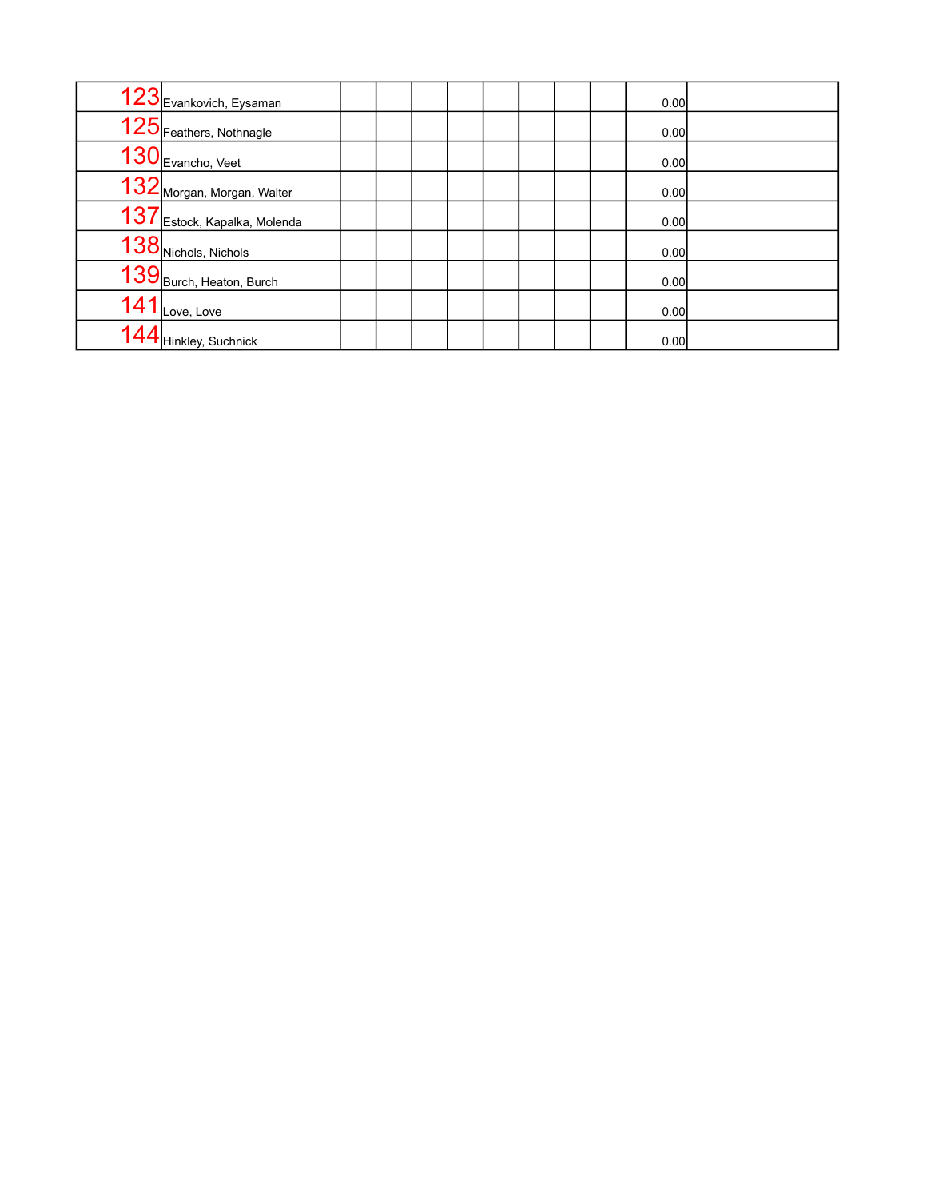| | | | | | | | | | | | |
|---|---|---|---|---|---|---|---|---|---|---|---|
| 123 | Evankovich, Eysaman | | | | | | | | | 0.00 | |
| 125 | Feathers, Nothnagle | | | | | | | | | 0.00 | |
| 130 | Evancho, Veet | | | | | | | | | 0.00 | |
| 132 | Morgan, Morgan, Walter | | | | | | | | | 0.00 | |
| 137 | Estock, Kapalka, Molenda | | | | | | | | | 0.00 | |
| 138 | Nichols, Nichols | | | | | | | | | 0.00 | |
| 139 | Burch, Heaton, Burch | | | | | | | | | 0.00 | |
| 141 | Love, Love | | | | | | | | | 0.00 | |
| 144 | Hinkley, Suchnick | | | | | | | | | 0.00 | |